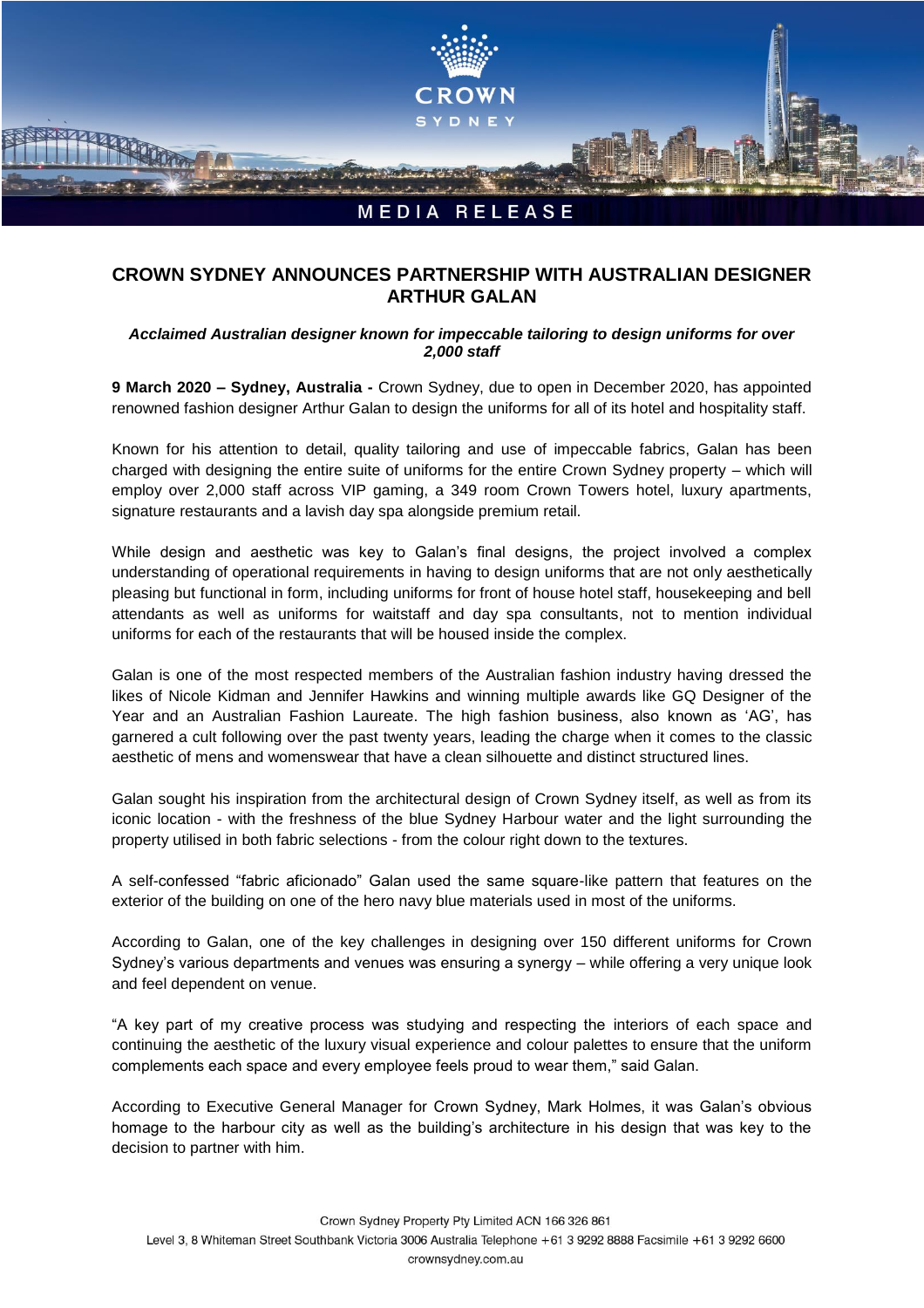# CROWN SYDNEY ANNOUNCES PARTNERSHIP WITH AUSTRALIAN DESIGNER ARTHUR GALAN

***Acclaimed Australian designer known for impeccable tailoring to design uniforms for over 2,000 staff***

**9 March 2020 – Sydney, Australia -** Crown Sydney, due to open in December 2020, has appointed renowned fashion designer Arthur Galan to design the uniforms for all of its hotel and hospitality staff.

Known for his attention to detail, quality tailoring and use of impeccable fabrics, Galan has been charged with designing the entire suite of uniforms for the entire Crown Sydney property – which will employ over 2,000 staff across VIP gaming, a 349 room Crown Towers hotel, luxury apartments, signature restaurants and a lavish day spa alongside premium retail.

While design and aesthetic was key to Galan's final designs, the project involved a complex understanding of operational requirements in having to design uniforms that are not only aesthetically pleasing but functional in form, including uniforms for front of house hotel staff, housekeeping and bell attendants as well as uniforms for waitstaff and day spa consultants, not to mention individual uniforms for each of the restaurants that will be housed inside the complex.

Galan is one of the most respected members of the Australian fashion industry having dressed the likes of Nicole Kidman and Jennifer Hawkins and winning multiple awards like GQ Designer of the Year and an Australian Fashion Laureate. The high fashion business, also known as 'AG', has garnered a cult following over the past twenty years, leading the charge when it comes to the classic aesthetic of mens and womenswear that have a clean silhouette and distinct structured lines.

Galan sought his inspiration from the architectural design of Crown Sydney itself, as well as from its iconic location - with the freshness of the blue Sydney Harbour water and the light surrounding the property utilised in both fabric selections - from the colour right down to the textures.

A self-confessed "fabric aficionado" Galan used the same square-like pattern that features on the exterior of the building on one of the hero navy blue materials used in most of the uniforms.

According to Galan, one of the key challenges in designing over 150 different uniforms for Crown Sydney's various departments and venues was ensuring a synergy – while offering a very unique look and feel dependent on venue.

"A key part of my creative process was studying and respecting the interiors of each space and continuing the aesthetic of the luxury visual experience and colour palettes to ensure that the uniform complements each space and every employee feels proud to wear them," said Galan.

According to Executive General Manager for Crown Sydney, Mark Holmes, it was Galan's obvious homage to the harbour city as well as the building's architecture in his design that was key to the decision to partner with him.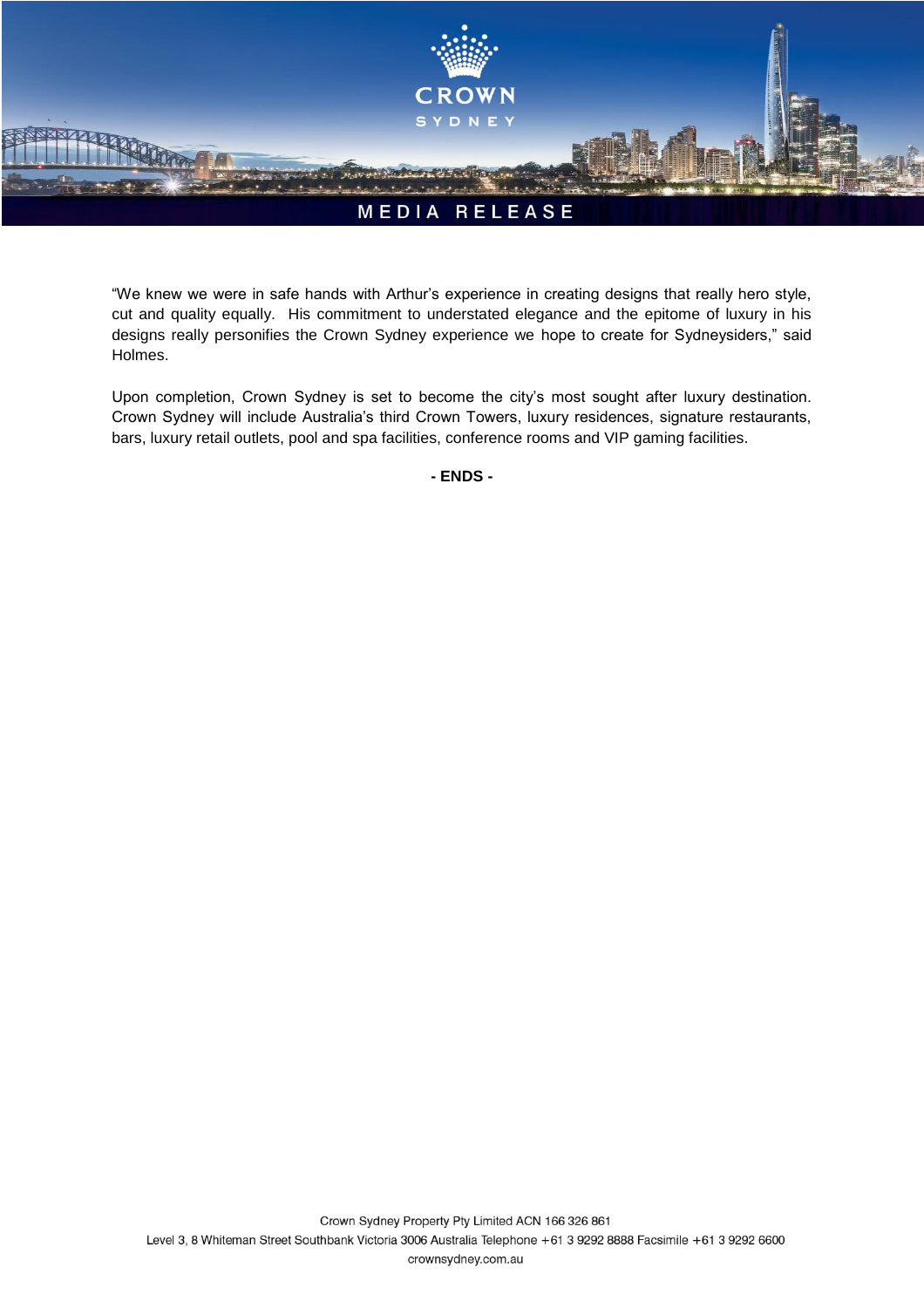"We knew we were in safe hands with Arthur's experience in creating designs that really hero style, cut and quality equally. His commitment to understated elegance and the epitome of luxury in his designs really personifies the Crown Sydney experience we hope to create for Sydneysiders," said Holmes.

Upon completion, Crown Sydney is set to become the city's most sought after luxury destination. Crown Sydney will include Australia's third Crown Towers, luxury residences, signature restaurants, bars, luxury retail outlets, pool and spa facilities, conference rooms and VIP gaming facilities.

**- ENDS -**